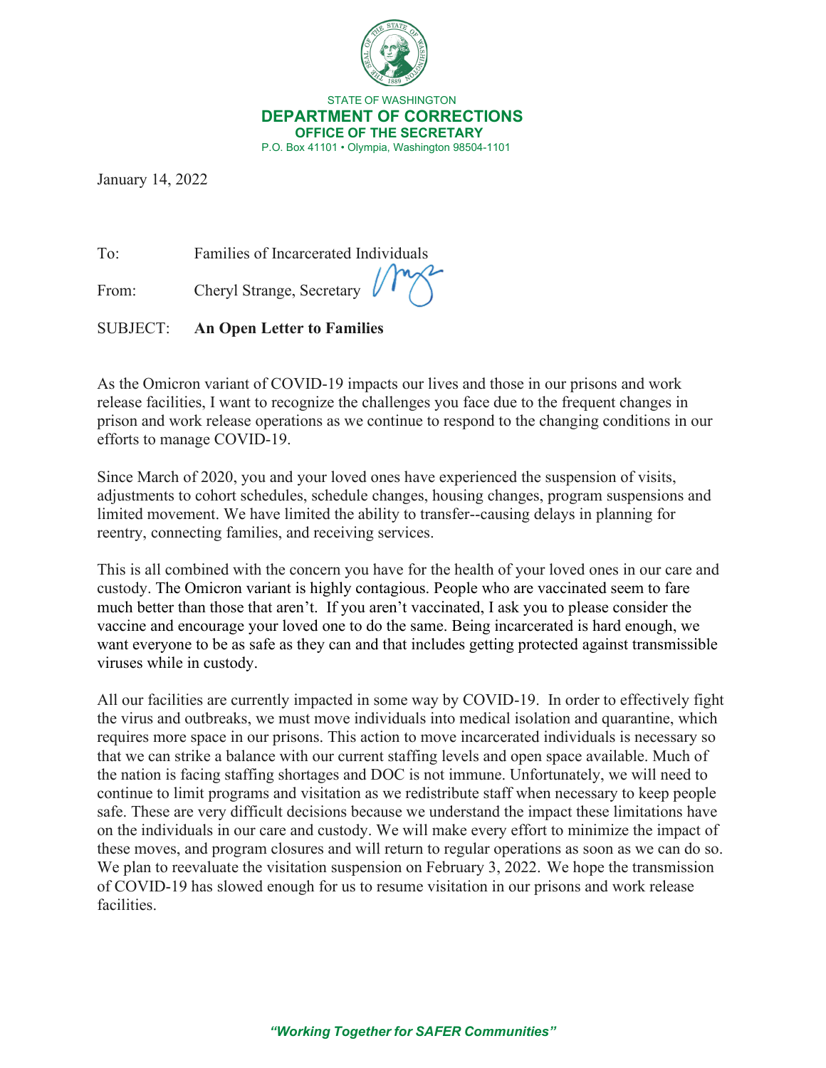STATE OF WASHINGTON

**DEPARTMENT OF CORRECTIONS**

**OFFICE OF THE SECRETARY**

P.O. Box 41101 • Olympia, Washington 98504-1101

January 14, 2022

To: Families of Incarcerated Individuals

From: Cheryl Strange, Secretary

SUBJECT: **An Open Letter to Families**

As the Omicron variant of COVID-19 impacts our lives and those in our prisons and work release facilities, I want to recognize the challenges you face due to the frequent changes in prison and work release operations as we continue to respond to the changing conditions in our efforts to manage COVID-19.

Since March of 2020, you and your loved ones have experienced the suspension of visits, adjustments to cohort schedules, schedule changes, housing changes, program suspensions and limited movement. We have limited the ability to transfer--causing delays in planning for reentry, connecting families, and receiving services.

This is all combined with the concern you have for the health of your loved ones in our care and custody. The Omicron variant is highly contagious. People who are vaccinated seem to fare much better than those that aren't. If you aren't vaccinated, I ask you to please consider the vaccine and encourage your loved one to do the same. Being incarcerated is hard enough, we want everyone to be as safe as they can and that includes getting protected against transmissible viruses while in custody.

All our facilities are currently impacted in some way by COVID-19. In order to effectively fight the virus and outbreaks, we must move individuals into medical isolation and quarantine, which requires more space in our prisons. This action to move incarcerated individuals is necessary so that we can strike a balance with our current staffing levels and open space available. Much of the nation is facing staffing shortages and DOC is not immune. Unfortunately, we will need to continue to limit programs and visitation as we redistribute staff when necessary to keep people safe. These are very difficult decisions because we understand the impact these limitations have on the individuals in our care and custody. We will make every effort to minimize the impact of these moves, and program closures and will return to regular operations as soon as we can do so. We plan to reevaluate the visitation suspension on February 3, 2022. We hope the transmission of COVID-19 has slowed enough for us to resume visitation in our prisons and work release facilities.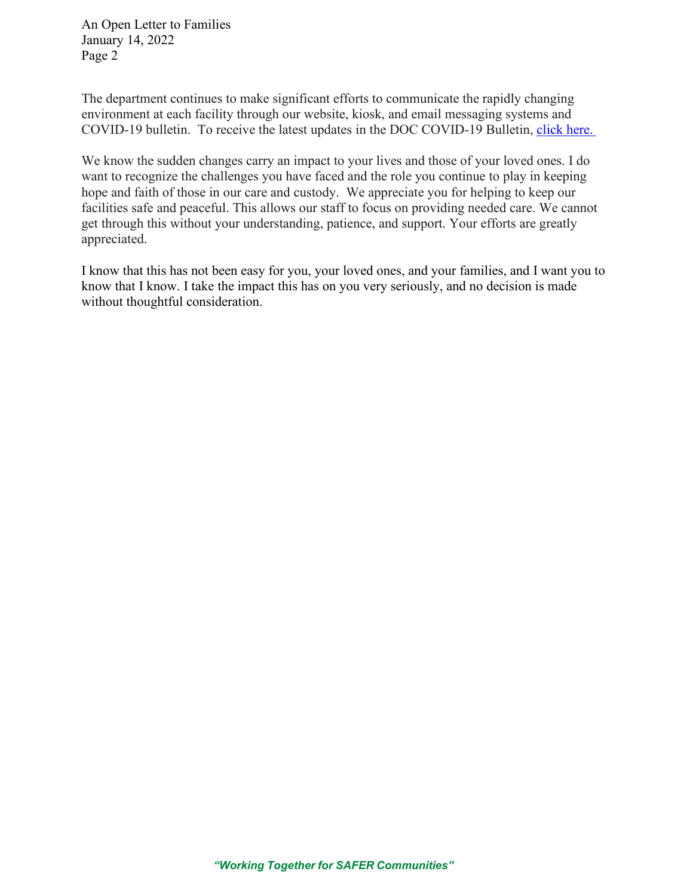The department continues to make significant efforts to communicate the rapidly changing environment at each facility through our website, kiosk, and email messaging systems and COVID-19 bulletin. To receive the latest updates in the DOC COVID-19 Bulletin, click here.

We know the sudden changes carry an impact to your lives and those of your loved ones. I do want to recognize the challenges you have faced and the role you continue to play in keeping hope and faith of those in our care and custody. We appreciate you for helping to keep our facilities safe and peaceful. This allows our staff to focus on providing needed care. We cannot get through this without your understanding, patience, and support. Your efforts are greatly appreciated.

I know that this has not been easy for you, your loved ones, and your families, and I want you to know that I know. I take the impact this has on you very seriously, and no decision is made without thoughtful consideration.